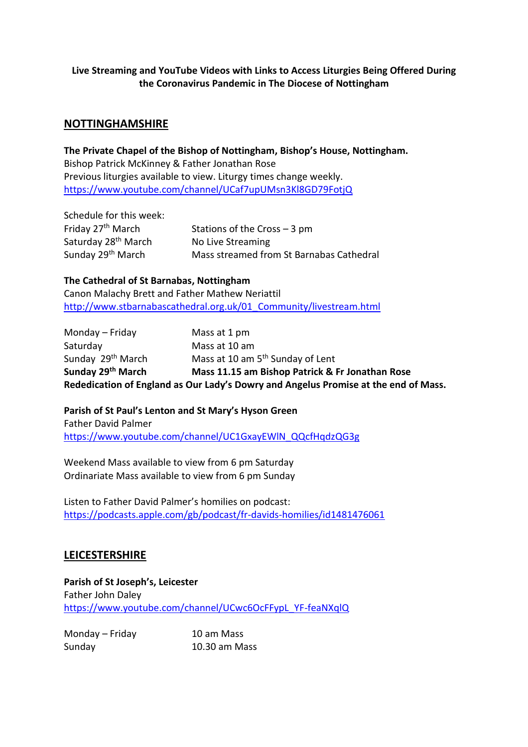**Live Streaming and YouTube Videos with Links to Access Liturgies Being Offered During the Coronavirus Pandemic in The Diocese of Nottingham**

## NOTTINGHAMSHIRE

**The Private Chapel of the Bishop of Nottingham, Bishop's House, Nottingham.**
Bishop Patrick McKinney & Father Jonathan Rose
Previous liturgies available to view. Liturgy times change weekly.
https://www.youtube.com/channel/UCaf7upUMsn3Kl8GD79FotjQ

Schedule for this week:

| | |
|---|---|
| Friday 27th March | Stations of the Cross – 3 pm |
| Saturday 28th March | No Live Streaming |
| Sunday 29th March | Mass streamed from St Barnabas Cathedral |

**The Cathedral of St Barnabas, Nottingham**
Canon Malachy Brett and Father Mathew Neriattil
http://www.stbarnabascathedral.org.uk/01_Community/livestream.html

| | |
|---|---|
| Monday – Friday | Mass at 1 pm |
| Saturday | Mass at 10 am |
| Sunday 29th March | Mass at 10 am 5th Sunday of Lent |
| **Sunday 29th March** | **Mass 11.15 am Bishop Patrick & Fr Jonathan Rose** |

**Rededication of England as Our Lady's Dowry and Angelus Promise at the end of Mass.**

**Parish of St Paul's Lenton and St Mary's Hyson Green**
Father David Palmer
https://www.youtube.com/channel/UC1GxayEWlN_QQcfHqdzQG3g

Weekend Mass available to view from 6 pm Saturday
Ordinariate Mass available to view from 6 pm Sunday

Listen to Father David Palmer's homilies on podcast:
https://podcasts.apple.com/gb/podcast/fr-davids-homilies/id1481476061

## LEICESTERSHIRE

**Parish of St Joseph's, Leicester**
Father John Daley
https://www.youtube.com/channel/UCwc6OcFFypL_YF-feaNXqlQ

| | |
|---|---|
| Monday – Friday | 10 am Mass |
| Sunday | 10.30 am Mass |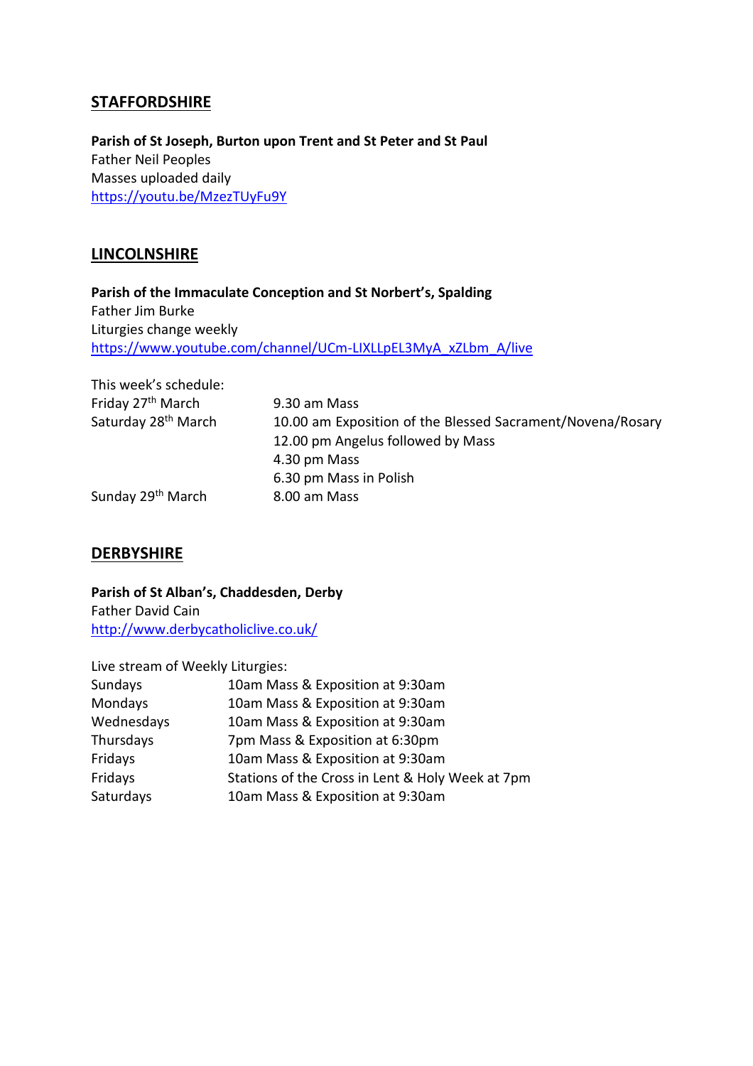## STAFFORDSHIRE

**Parish of St Joseph, Burton upon Trent and St Peter and St Paul**
Father Neil Peoples
Masses uploaded daily
https://youtu.be/MzezTUyFu9Y

## LINCOLNSHIRE

**Parish of the Immaculate Conception and St Norbert's, Spalding**
Father Jim Burke
Liturgies change weekly
https://www.youtube.com/channel/UCm-LIXLLpEL3MyA_xZLbm_A/live

This week's schedule:

| | |
|---|---|
| Friday 27th March | 9.30 am Mass |
| Saturday 28th March | 10.00 am Exposition of the Blessed Sacrament/Novena/Rosary |
| | 12.00 pm Angelus followed by Mass |
| | 4.30 pm Mass |
| | 6.30 pm Mass in Polish |
| Sunday 29th March | 8.00 am Mass |

## DERBYSHIRE

**Parish of St Alban's, Chaddesden, Derby**
Father David Cain
http://www.derbycatholiclive.co.uk/

Live stream of Weekly Liturgies:

| | |
|---|---|
| Sundays | 10am Mass & Exposition at 9:30am |
| Mondays | 10am Mass & Exposition at 9:30am |
| Wednesdays | 10am Mass & Exposition at 9:30am |
| Thursdays | 7pm Mass & Exposition at 6:30pm |
| Fridays | 10am Mass & Exposition at 9:30am |
| Fridays | Stations of the Cross in Lent & Holy Week at 7pm |
| Saturdays | 10am Mass & Exposition at 9:30am |